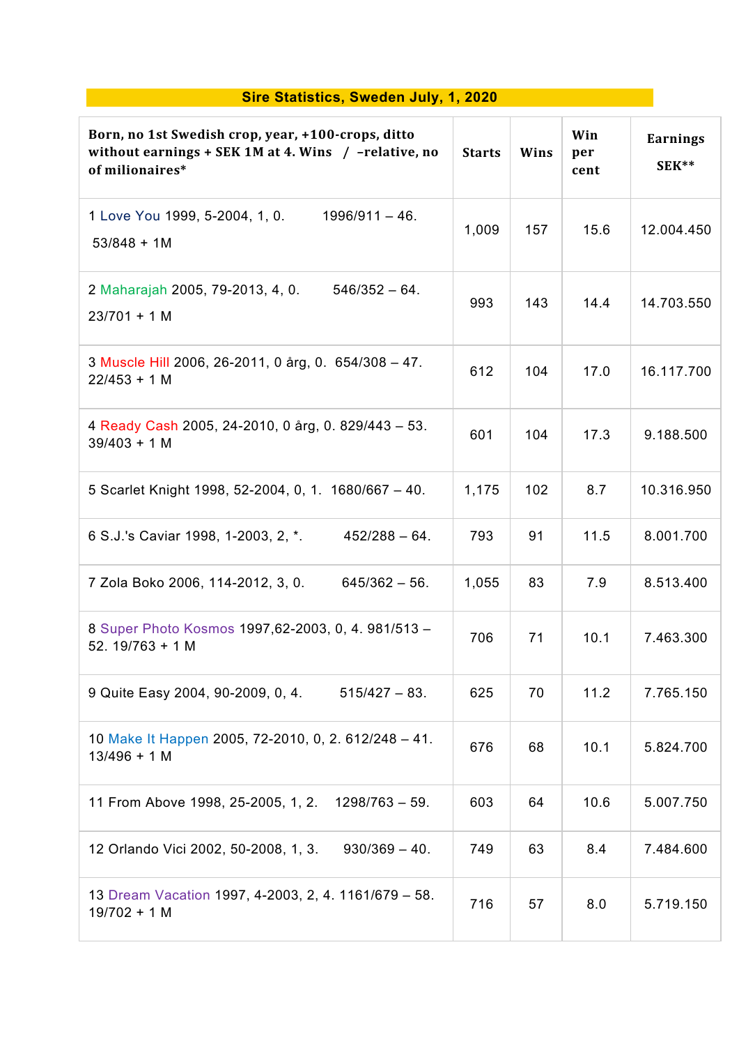## Sire Statistics, Sweden July, 1, 2020

| Born, no 1st Swedish crop, year, +100-crops, ditto without earnings + SEK 1M at 4. Wins / –relative, no of milionaires* | Starts | Wins | Win per cent | Earnings SEK** |
|---|---|---|---|---|
| 1 Love You 1999, 5-2004, 1, 0. 1996/911 – 46. 53/848 + 1M | 1,009 | 157 | 15.6 | 12.004.450 |
| 2 Maharajah 2005, 79-2013, 4, 0. 546/352 – 64. 23/701 + 1 M | 993 | 143 | 14.4 | 14.703.550 |
| 3 Muscle Hill 2006, 26-2011, 0 årg, 0. 654/308 – 47. 22/453 + 1 M | 612 | 104 | 17.0 | 16.117.700 |
| 4 Ready Cash 2005, 24-2010, 0 årg, 0. 829/443 – 53. 39/403 + 1 M | 601 | 104 | 17.3 | 9.188.500 |
| 5 Scarlet Knight 1998, 52-2004, 0, 1. 1680/667 – 40. | 1,175 | 102 | 8.7 | 10.316.950 |
| 6 S.J.'s Caviar 1998, 1-2003, 2, *. 452/288 – 64. | 793 | 91 | 11.5 | 8.001.700 |
| 7 Zola Boko 2006, 114-2012, 3, 0. 645/362 – 56. | 1,055 | 83 | 7.9 | 8.513.400 |
| 8 Super Photo Kosmos 1997,62-2003, 0, 4. 981/513 – 52. 19/763 + 1 M | 706 | 71 | 10.1 | 7.463.300 |
| 9 Quite Easy 2004, 90-2009, 0, 4. 515/427 – 83. | 625 | 70 | 11.2 | 7.765.150 |
| 10 Make It Happen 2005, 72-2010, 0, 2. 612/248 – 41. 13/496 + 1 M | 676 | 68 | 10.1 | 5.824.700 |
| 11 From Above 1998, 25-2005, 1, 2. 1298/763 – 59. | 603 | 64 | 10.6 | 5.007.750 |
| 12 Orlando Vici 2002, 50-2008, 1, 3. 930/369 – 40. | 749 | 63 | 8.4 | 7.484.600 |
| 13 Dream Vacation 1997, 4-2003, 2, 4. 1161/679 – 58. 19/702 + 1 M | 716 | 57 | 8.0 | 5.719.150 |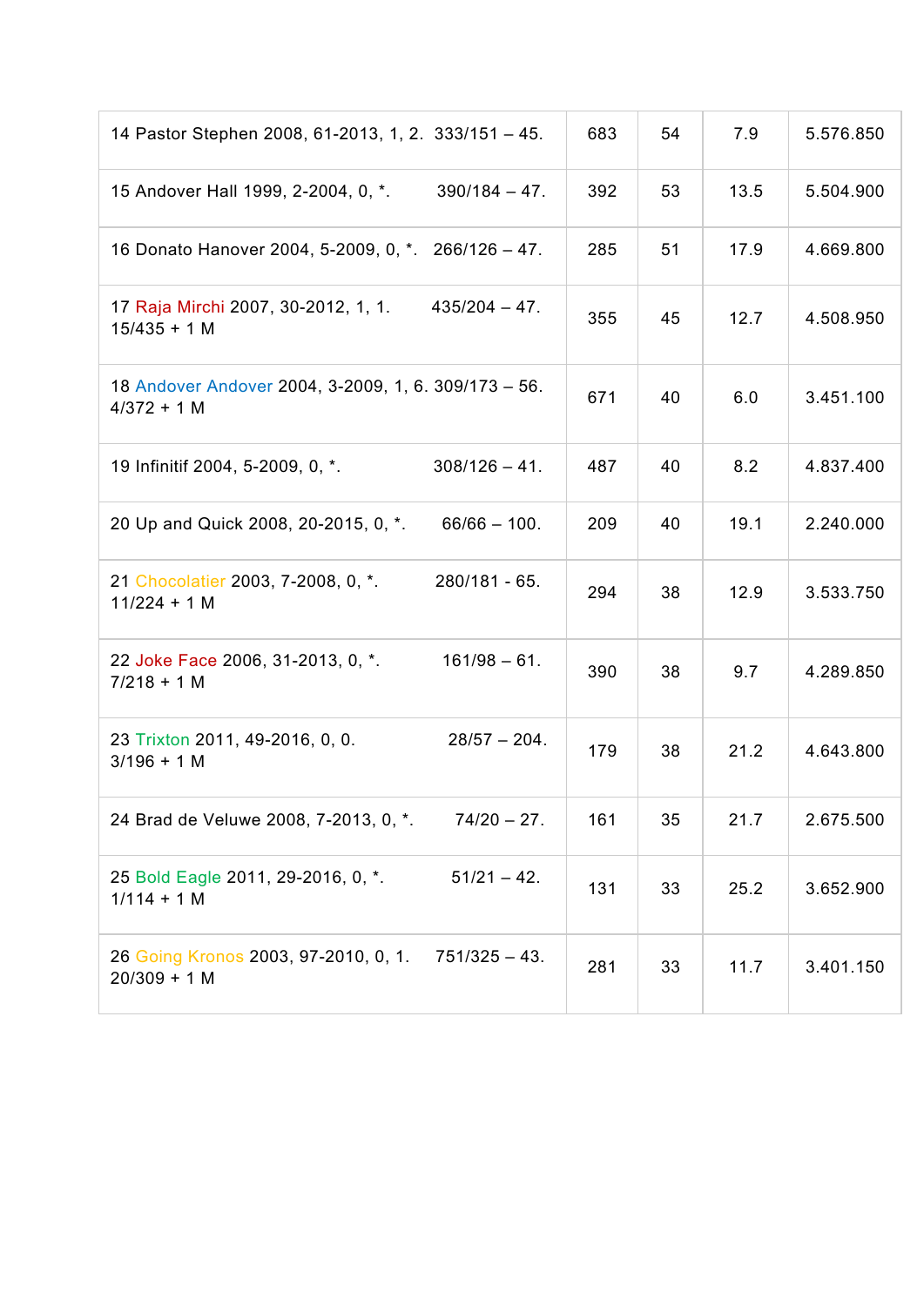| | | | | |
|---|---|---|---|---|
| 14 Pastor Stephen 2008, 61-2013, 1, 2. 333/151 – 45. | 683 | 54 | 7.9 | 5.576.850 |
| 15 Andover Hall 1999, 2-2004, 0, *. 390/184 – 47. | 392 | 53 | 13.5 | 5.504.900 |
| 16 Donato Hanover 2004, 5-2009, 0, *. 266/126 – 47. | 285 | 51 | 17.9 | 4.669.800 |
| 17 Raja Mirchi 2007, 30-2012, 1, 1. 435/204 – 47. 15/435 + 1 M | 355 | 45 | 12.7 | 4.508.950 |
| 18 Andover Andover 2004, 3-2009, 1, 6. 309/173 – 56. 4/372 + 1 M | 671 | 40 | 6.0 | 3.451.100 |
| 19 Infinitif 2004, 5-2009, 0, *. 308/126 – 41. | 487 | 40 | 8.2 | 4.837.400 |
| 20 Up and Quick 2008, 20-2015, 0, *. 66/66 – 100. | 209 | 40 | 19.1 | 2.240.000 |
| 21 Chocolatier 2003, 7-2008, 0, *. 280/181 - 65. 11/224 + 1 M | 294 | 38 | 12.9 | 3.533.750 |
| 22 Joke Face 2006, 31-2013, 0, *. 161/98 – 61. 7/218 + 1 M | 390 | 38 | 9.7 | 4.289.850 |
| 23 Trixton 2011, 49-2016, 0, 0. 28/57 – 204. 3/196 + 1 M | 179 | 38 | 21.2 | 4.643.800 |
| 24 Brad de Veluwe 2008, 7-2013, 0, *. 74/20 – 27. | 161 | 35 | 21.7 | 2.675.500 |
| 25 Bold Eagle 2011, 29-2016, 0, *. 51/21 – 42. 1/114 + 1 M | 131 | 33 | 25.2 | 3.652.900 |
| 26 Going Kronos 2003, 97-2010, 0, 1. 751/325 – 43. 20/309 + 1 M | 281 | 33 | 11.7 | 3.401.150 |